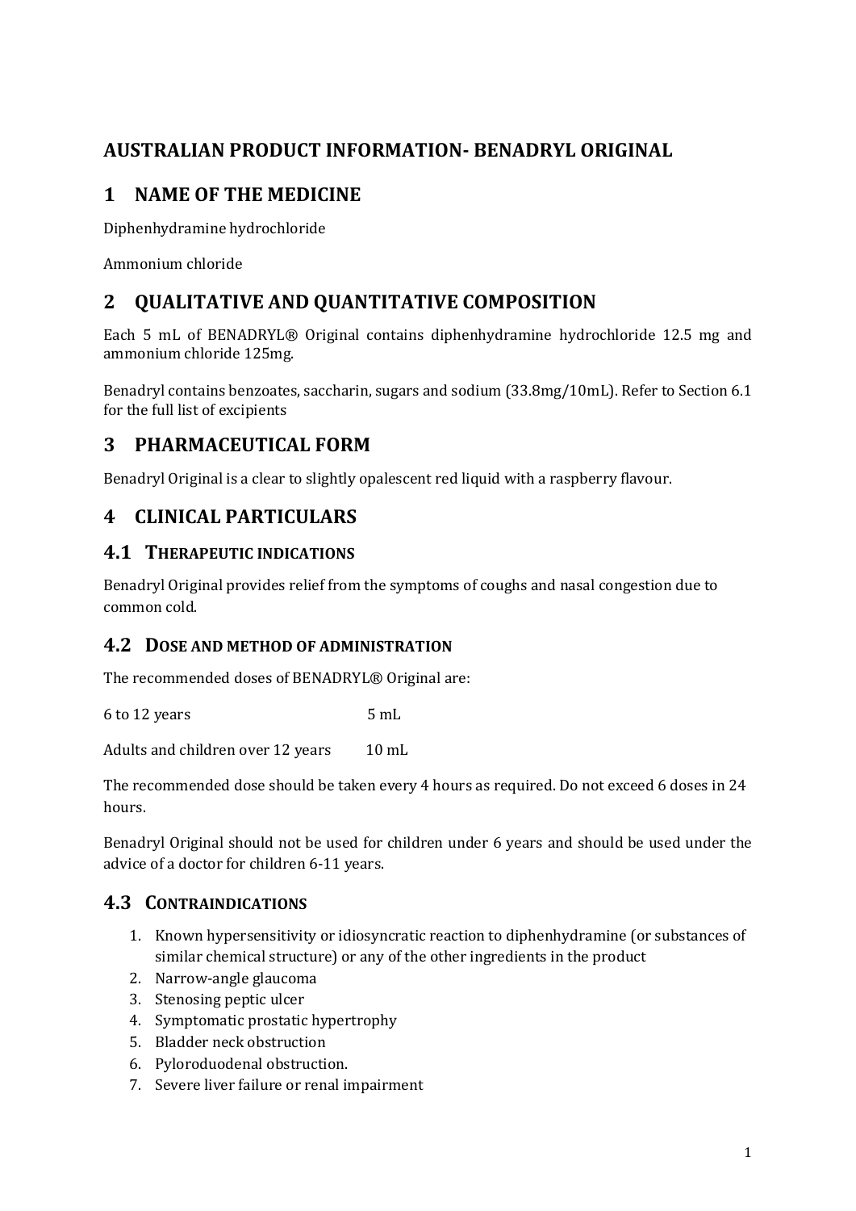# AUSTRALIAN PRODUCT INFORMATION- BENADRYL ORIGINAL

## 1 NAME OF THE MEDICINE

Diphenhydramine hydrochloride

Ammonium chloride

## 2 QUALITATIVE AND QUANTITATIVE COMPOSITION

Each 5 mL of BENADRYL® Original contains diphenhydramine hydrochloride 12.5 mg and ammonium chloride 125mg.

Benadryl contains benzoates, saccharin, sugars and sodium (33.8mg/10mL). Refer to Section 6.1 for the full list of excipients

## 3 PHARMACEUTICAL FORM

Benadryl Original is a clear to slightly opalescent red liquid with a raspberry flavour.

## 4 CLINICAL PARTICULARS

### 4.1 THERAPEUTIC INDICATIONS

Benadryl Original provides relief from the symptoms of coughs and nasal congestion due to common cold.

### 4.2 DOSE AND METHOD OF ADMINISTRATION

The recommended doses of BENADRYL® Original are:

| | |
|---|---|
| 6 to 12 years | 5 mL |
| Adults and children over 12 years | 10 mL |

The recommended dose should be taken every 4 hours as required. Do not exceed 6 doses in 24 hours.

Benadryl Original should not be used for children under 6 years and should be used under the advice of a doctor for children 6-11 years.

### 4.3 CONTRAINDICATIONS

1. Known hypersensitivity or idiosyncratic reaction to diphenhydramine (or substances of similar chemical structure) or any of the other ingredients in the product
2. Narrow-angle glaucoma
3. Stenosing peptic ulcer
4. Symptomatic prostatic hypertrophy
5. Bladder neck obstruction
6. Pyloroduodenal obstruction.
7. Severe liver failure or renal impairment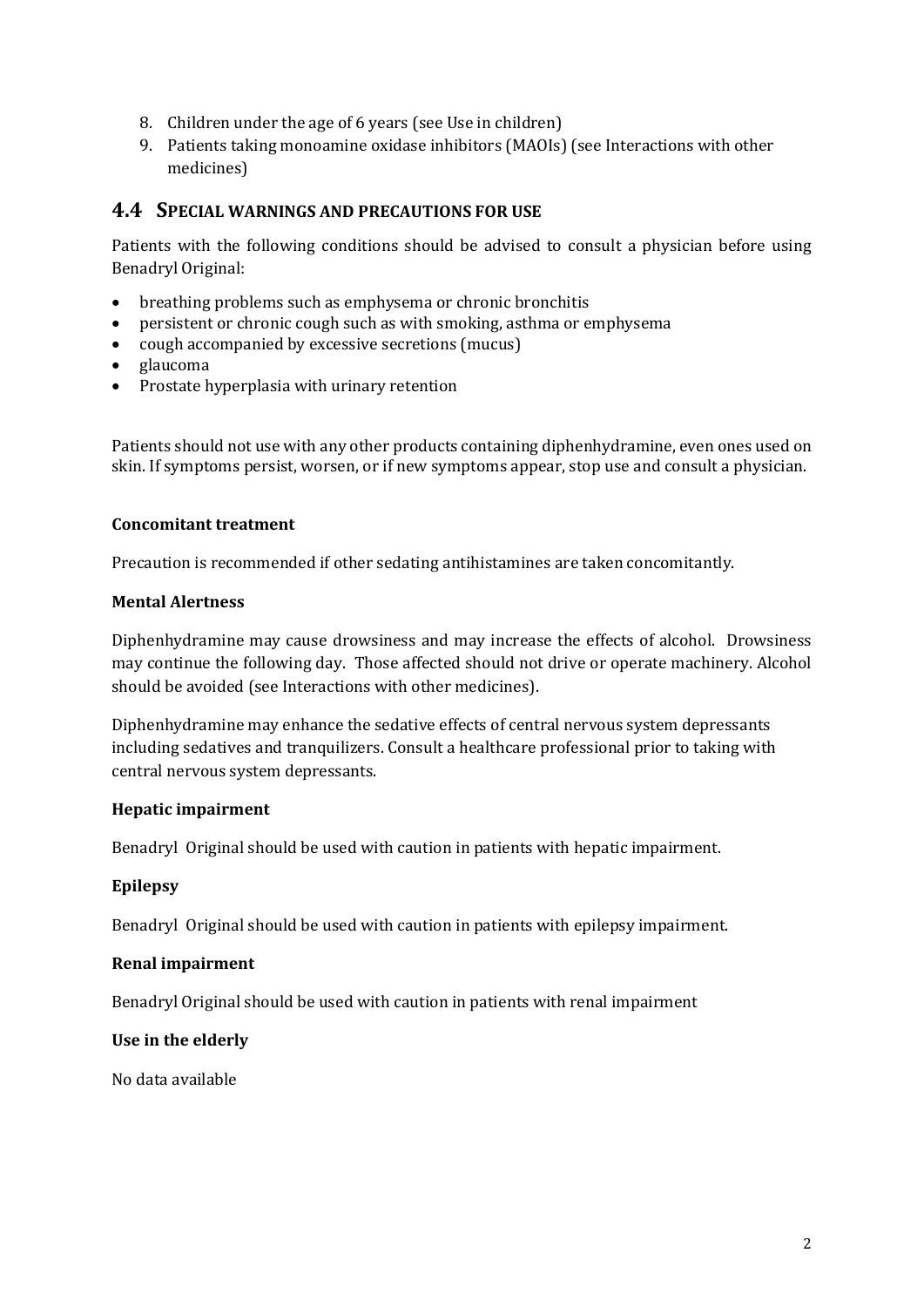8. Children under the age of 6 years (see Use in children)
9. Patients taking monoamine oxidase inhibitors (MAOIs) (see Interactions with other medicines)

## 4.4 SPECIAL WARNINGS AND PRECAUTIONS FOR USE

Patients with the following conditions should be advised to consult a physician before using Benadryl Original:

- breathing problems such as emphysema or chronic bronchitis
- persistent or chronic cough such as with smoking, asthma or emphysema
- cough accompanied by excessive secretions (mucus)
- glaucoma
- Prostate hyperplasia with urinary retention

Patients should not use with any other products containing diphenhydramine, even ones used on skin. If symptoms persist, worsen, or if new symptoms appear, stop use and consult a physician.

**Concomitant treatment**

Precaution is recommended if other sedating antihistamines are taken concomitantly.

**Mental Alertness**

Diphenhydramine may cause drowsiness and may increase the effects of alcohol. Drowsiness may continue the following day. Those affected should not drive or operate machinery. Alcohol should be avoided (see Interactions with other medicines).

Diphenhydramine may enhance the sedative effects of central nervous system depressants including sedatives and tranquilizers. Consult a healthcare professional prior to taking with central nervous system depressants.

**Hepatic impairment**

Benadryl Original should be used with caution in patients with hepatic impairment.

**Epilepsy**

Benadryl Original should be used with caution in patients with epilepsy impairment.

**Renal impairment**

Benadryl Original should be used with caution in patients with renal impairment

**Use in the elderly**

No data available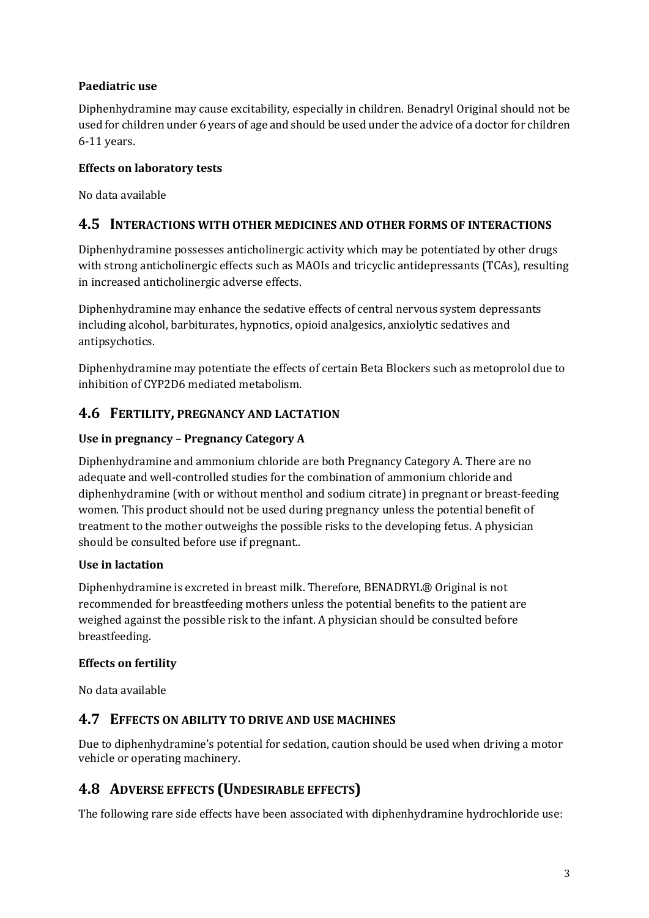### Paediatric use

Diphenhydramine may cause excitability, especially in children. Benadryl Original should not be used for children under 6 years of age and should be used under the advice of a doctor for children 6-11 years.

### Effects on laboratory tests

No data available

## 4.5 INTERACTIONS WITH OTHER MEDICINES AND OTHER FORMS OF INTERACTIONS

Diphenhydramine possesses anticholinergic activity which may be potentiated by other drugs with strong anticholinergic effects such as MAOIs and tricyclic antidepressants (TCAs), resulting in increased anticholinergic adverse effects.

Diphenhydramine may enhance the sedative effects of central nervous system depressants including alcohol, barbiturates, hypnotics, opioid analgesics, anxiolytic sedatives and antipsychotics.

Diphenhydramine may potentiate the effects of certain Beta Blockers such as metoprolol due to inhibition of CYP2D6 mediated metabolism.

## 4.6 FERTILITY, PREGNANCY AND LACTATION

### Use in pregnancy – Pregnancy Category A

Diphenhydramine and ammonium chloride are both Pregnancy Category A. There are no adequate and well-controlled studies for the combination of ammonium chloride and diphenhydramine (with or without menthol and sodium citrate) in pregnant or breast-feeding women. This product should not be used during pregnancy unless the potential benefit of treatment to the mother outweighs the possible risks to the developing fetus. A physician should be consulted before use if pregnant..

### Use in lactation

Diphenhydramine is excreted in breast milk. Therefore, BENADRYL® Original is not recommended for breastfeeding mothers unless the potential benefits to the patient are weighed against the possible risk to the infant. A physician should be consulted before breastfeeding.

### Effects on fertility

No data available

## 4.7 EFFECTS ON ABILITY TO DRIVE AND USE MACHINES

Due to diphenhydramine's potential for sedation, caution should be used when driving a motor vehicle or operating machinery.

## 4.8 ADVERSE EFFECTS (UNDESIRABLE EFFECTS)

The following rare side effects have been associated with diphenhydramine hydrochloride use: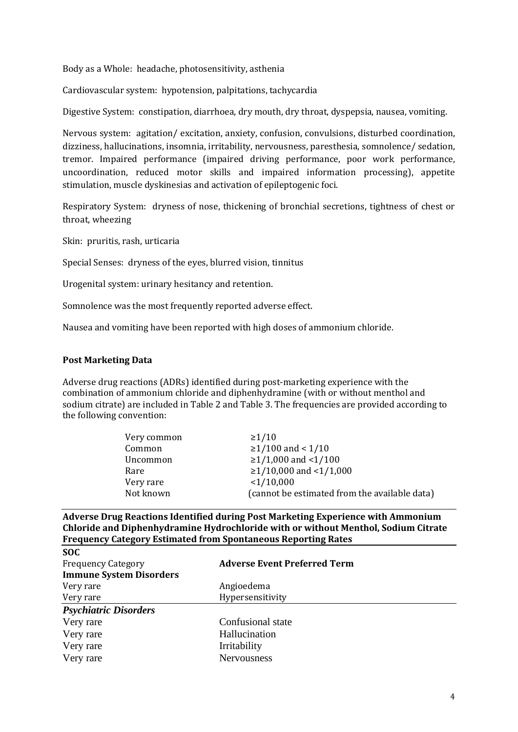Body as a Whole: headache, photosensitivity, asthenia

Cardiovascular system: hypotension, palpitations, tachycardia

Digestive System: constipation, diarrhoea, dry mouth, dry throat, dyspepsia, nausea, vomiting.

Nervous system: agitation/ excitation, anxiety, confusion, convulsions, disturbed coordination, dizziness, hallucinations, insomnia, irritability, nervousness, paresthesia, somnolence/ sedation, tremor. Impaired performance (impaired driving performance, poor work performance, uncoordination, reduced motor skills and impaired information processing), appetite stimulation, muscle dyskinesias and activation of epileptogenic foci.

Respiratory System: dryness of nose, thickening of bronchial secretions, tightness of chest or throat, wheezing

Skin: pruritis, rash, urticaria

Special Senses: dryness of the eyes, blurred vision, tinnitus

Urogenital system: urinary hesitancy and retention.

Somnolence was the most frequently reported adverse effect.

Nausea and vomiting have been reported with high doses of ammonium chloride.

**Post Marketing Data**

Adverse drug reactions (ADRs) identified during post-marketing experience with the combination of ammonium chloride and diphenhydramine (with or without menthol and sodium citrate) are included in Table 2 and Table 3. The frequencies are provided according to the following convention:

| | |
|---|---|
| Very common | ≥1/10 |
| Common | ≥1/100 and < 1/10 |
| Uncommon | ≥1/1,000 and <1/100 |
| Rare | ≥1/10,000 and <1/1,000 |
| Very rare | <1/10,000 |
| Not known | (cannot be estimated from the available data) |

**Adverse Drug Reactions Identified during Post Marketing Experience with Ammonium Chloride and Diphenhydramine Hydrochloride with or without Menthol, Sodium Citrate Frequency Category Estimated from Spontaneous Reporting Rates**

| **SOC** Frequency Category | **Adverse Event Preferred Term** |
|---|---|
| **Immune System Disorders** | |
| Very rare | Angioedema |
| Very rare | Hypersensitivity |
| ***Psychiatric Disorders*** | |
| Very rare | Confusional state |
| Very rare | Hallucination |
| Very rare | Irritability |
| Very rare | Nervousness |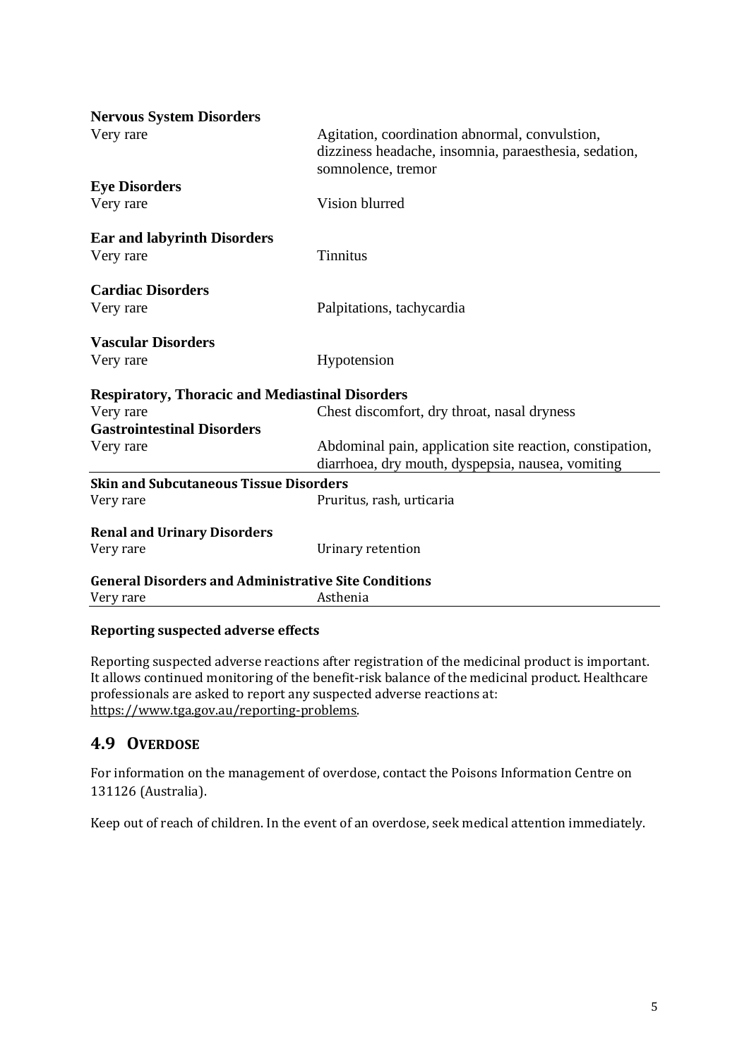| | |
|---|---|
| **Nervous System Disorders** | |
| Very rare | Agitation, coordination abnormal, convulstion, dizziness headache, insomnia, paraesthesia, sedation, somnolence, tremor |
| **Eye Disorders** | |
| Very rare | Vision blurred |
| **Ear and labyrinth Disorders** | |
| Very rare | Tinnitus |
| **Cardiac Disorders** | |
| Very rare | Palpitations, tachycardia |
| **Vascular Disorders** | |
| Very rare | Hypotension |
| **Respiratory, Thoracic and Mediastinal Disorders** | |
| Very rare | Chest discomfort, dry throat, nasal dryness |
| **Gastrointestinal Disorders** | |
| Very rare | Abdominal pain, application site reaction, constipation, diarrhoea, dry mouth, dyspepsia, nausea, vomiting |
| **Skin and Subcutaneous Tissue Disorders** | |
| Very rare | Pruritus, rash, urticaria |
| **Renal and Urinary Disorders** | |
| Very rare | Urinary retention |
| **General Disorders and Administrative Site Conditions** | |
| Very rare | Asthenia |

**Reporting suspected adverse effects**

Reporting suspected adverse reactions after registration of the medicinal product is important. It allows continued monitoring of the benefit-risk balance of the medicinal product. Healthcare professionals are asked to report any suspected adverse reactions at: https://www.tga.gov.au/reporting-problems.

## 4.9 OVERDOSE

For information on the management of overdose, contact the Poisons Information Centre on 131126 (Australia).

Keep out of reach of children. In the event of an overdose, seek medical attention immediately.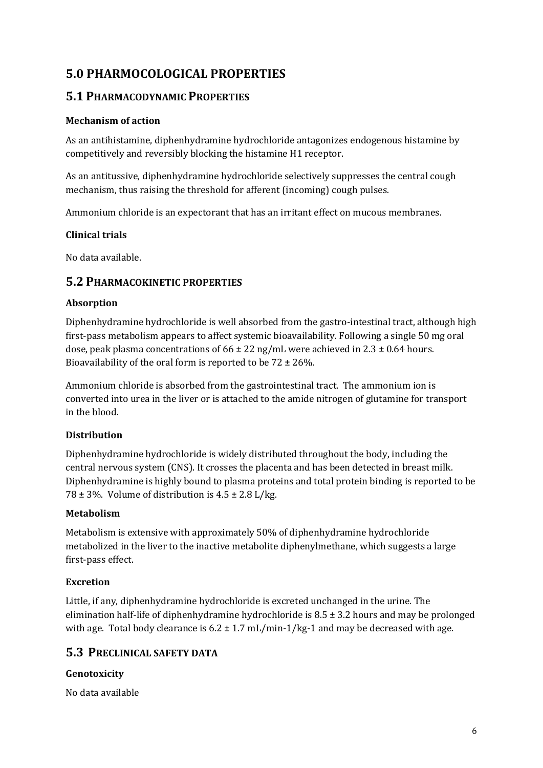# 5.0 PHARMOCOLOGICAL PROPERTIES

## 5.1 PHARMACODYNAMIC PROPERTIES

**Mechanism of action**

As an antihistamine, diphenhydramine hydrochloride antagonizes endogenous histamine by competitively and reversibly blocking the histamine H1 receptor.

As an antitussive, diphenhydramine hydrochloride selectively suppresses the central cough mechanism, thus raising the threshold for afferent (incoming) cough pulses.

Ammonium chloride is an expectorant that has an irritant effect on mucous membranes.

**Clinical trials**

No data available.

## 5.2 PHARMACOKINETIC PROPERTIES

**Absorption**

Diphenhydramine hydrochloride is well absorbed from the gastro-intestinal tract, although high first-pass metabolism appears to affect systemic bioavailability. Following a single 50 mg oral dose, peak plasma concentrations of 66 ± 22 ng/mL were achieved in 2.3 ± 0.64 hours. Bioavailability of the oral form is reported to be 72 ± 26%.

Ammonium chloride is absorbed from the gastrointestinal tract. The ammonium ion is converted into urea in the liver or is attached to the amide nitrogen of glutamine for transport in the blood.

**Distribution**

Diphenhydramine hydrochloride is widely distributed throughout the body, including the central nervous system (CNS). It crosses the placenta and has been detected in breast milk. Diphenhydramine is highly bound to plasma proteins and total protein binding is reported to be 78 ± 3%. Volume of distribution is 4.5 ± 2.8 L/kg.

**Metabolism**

Metabolism is extensive with approximately 50% of diphenhydramine hydrochloride metabolized in the liver to the inactive metabolite diphenylmethane, which suggests a large first-pass effect.

**Excretion**

Little, if any, diphenhydramine hydrochloride is excreted unchanged in the urine. The elimination half-life of diphenhydramine hydrochloride is 8.5 ± 3.2 hours and may be prolonged with age. Total body clearance is 6.2 ± 1.7 mL/min-1/kg-1 and may be decreased with age.

## 5.3 PRECLINICAL SAFETY DATA

**Genotoxicity**

No data available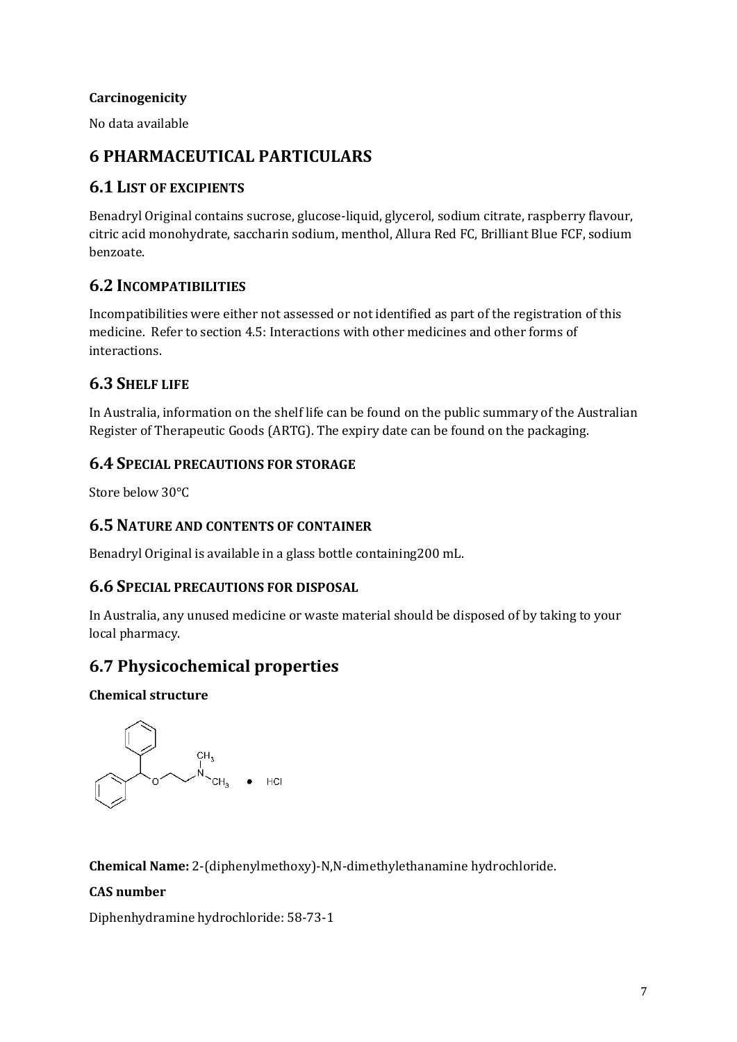**Carcinogenicity**

No data available

# 6 PHARMACEUTICAL PARTICULARS

## 6.1 LIST OF EXCIPIENTS

Benadryl Original contains sucrose, glucose-liquid, glycerol, sodium citrate, raspberry flavour, citric acid monohydrate, saccharin sodium, menthol, Allura Red FC, Brilliant Blue FCF, sodium benzoate.

## 6.2 INCOMPATIBILITIES

Incompatibilities were either not assessed or not identified as part of the registration of this medicine. Refer to section 4.5: Interactions with other medicines and other forms of interactions.

## 6.3 SHELF LIFE

In Australia, information on the shelf life can be found on the public summary of the Australian Register of Therapeutic Goods (ARTG). The expiry date can be found on the packaging.

## 6.4 SPECIAL PRECAUTIONS FOR STORAGE

Store below 30°C

## 6.5 NATURE AND CONTENTS OF CONTAINER

Benadryl Original is available in a glass bottle containing200 mL.

## 6.6 SPECIAL PRECAUTIONS FOR DISPOSAL

In Australia, any unused medicine or waste material should be disposed of by taking to your local pharmacy.

# 6.7 Physicochemical properties

**Chemical structure**

$CH_3$ N $CH_3$ • HCl

**Chemical Name:** 2-(diphenylmethoxy)-N,N-dimethylethanamine hydrochloride.

**CAS number**

Diphenhydramine hydrochloride: 58-73-1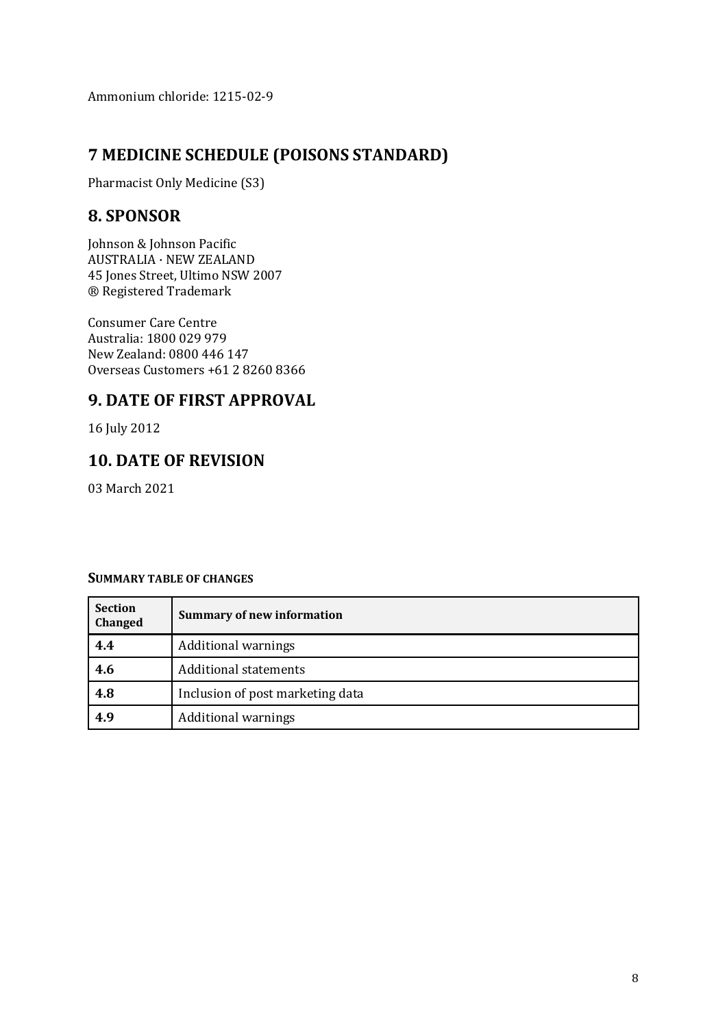Ammonium chloride: 1215-02-9

# 7 MEDICINE SCHEDULE (POISONS STANDARD)

Pharmacist Only Medicine (S3)

# 8. SPONSOR

Johnson & Johnson Pacific
AUSTRALIA · NEW ZEALAND
45 Jones Street, Ultimo NSW 2007
® Registered Trademark

Consumer Care Centre
Australia: 1800 029 979
New Zealand: 0800 446 147
Overseas Customers +61 2 8260 8366

# 9. DATE OF FIRST APPROVAL

16 July 2012

# 10. DATE OF REVISION

03 March 2021

**SUMMARY TABLE OF CHANGES**

| Section Changed | Summary of new information |
|---|---|
| **4.4** | Additional warnings |
| **4.6** | Additional statements |
| **4.8** | Inclusion of post marketing data |
| **4.9** | Additional warnings |